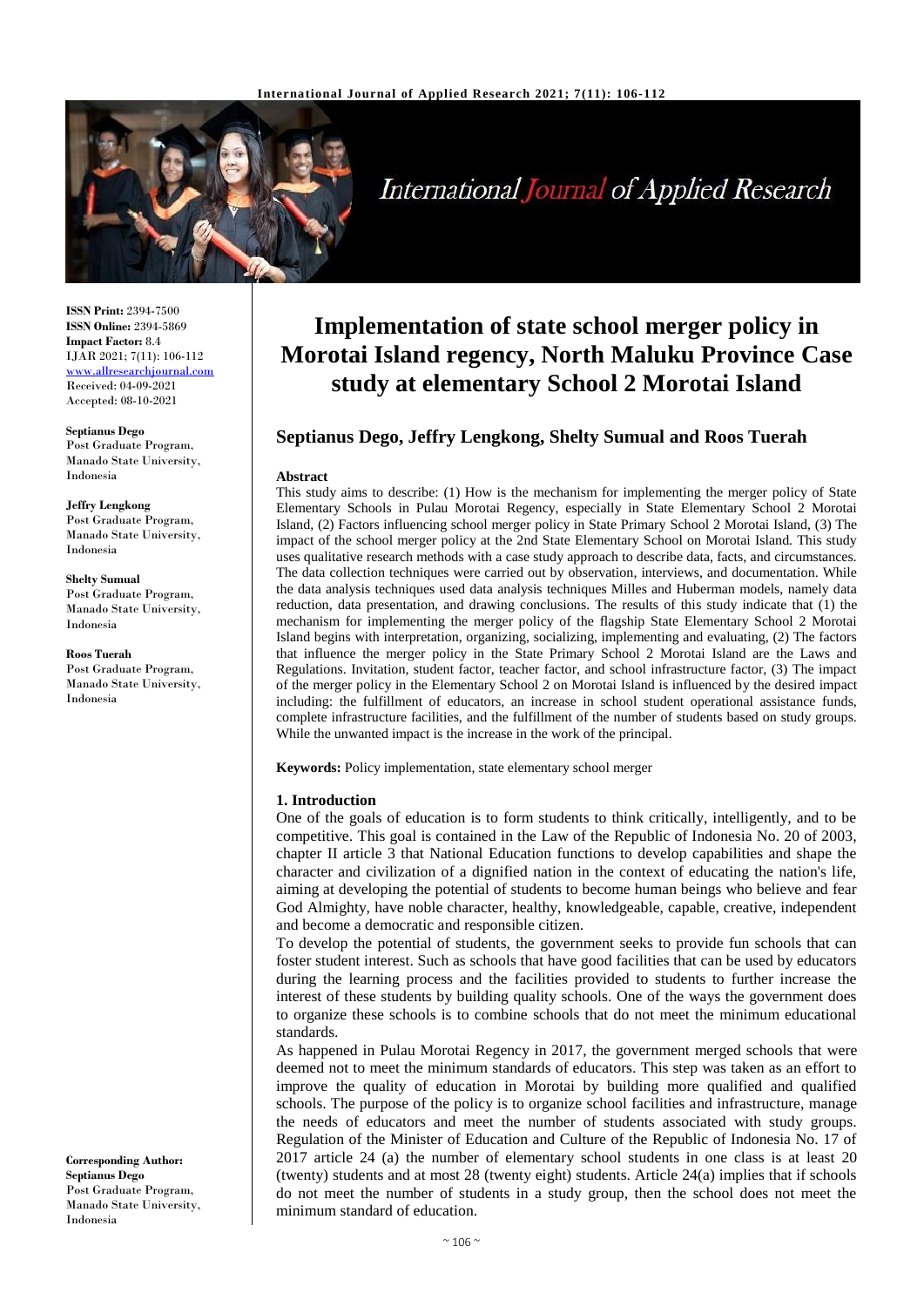**ISSN Print:** 2394-7500
**ISSN Online:** 2394-5869
**Impact Factor:** 8.4
IJAR 2021; 7(11): 106-112
www.allresearchjournal.com
Received: 04-09-2021
Accepted: 08-10-2021

**Septianus Dego**
Post Graduate Program, Manado State University, Indonesia

**Jeffry Lengkong**
Post Graduate Program, Manado State University, Indonesia

**Shelty Sumual**
Post Graduate Program, Manado State University, Indonesia

**Roos Tuerah**
Post Graduate Program, Manado State University, Indonesia

**Corresponding Author:**
**Septianus Dego**
Post Graduate Program, Manado State University, Indonesia

# Implementation of state school merger policy in Morotai Island regency, North Maluku Province Case study at elementary School 2 Morotai Island

## Septianus Dego, Jeffry Lengkong, Shelty Sumual and Roos Tuerah

**Abstract**

This study aims to describe: (1) How is the mechanism for implementing the merger policy of State Elementary Schools in Pulau Morotai Regency, especially in State Elementary School 2 Morotai Island, (2) Factors influencing school merger policy in State Primary School 2 Morotai Island, (3) The impact of the school merger policy at the 2nd State Elementary School on Morotai Island. This study uses qualitative research methods with a case study approach to describe data, facts, and circumstances. The data collection techniques were carried out by observation, interviews, and documentation. While the data analysis techniques used data analysis techniques Milles and Huberman models, namely data reduction, data presentation, and drawing conclusions. The results of this study indicate that (1) the mechanism for implementing the merger policy of the flagship State Elementary School 2 Morotai Island begins with interpretation, organizing, socializing, implementing and evaluating, (2) The factors that influence the merger policy in the State Primary School 2 Morotai Island are the Laws and Regulations. Invitation, student factor, teacher factor, and school infrastructure factor, (3) The impact of the merger policy in the Elementary School 2 on Morotai Island is influenced by the desired impact including: the fulfillment of educators, an increase in school student operational assistance funds, complete infrastructure facilities, and the fulfillment of the number of students based on study groups. While the unwanted impact is the increase in the work of the principal.

**Keywords:** Policy implementation, state elementary school merger

### 1. Introduction

One of the goals of education is to form students to think critically, intelligently, and to be competitive. This goal is contained in the Law of the Republic of Indonesia No. 20 of 2003, chapter II article 3 that National Education functions to develop capabilities and shape the character and civilization of a dignified nation in the context of educating the nation's life, aiming at developing the potential of students to become human beings who believe and fear God Almighty, have noble character, healthy, knowledgeable, capable, creative, independent and become a democratic and responsible citizen.

To develop the potential of students, the government seeks to provide fun schools that can foster student interest. Such as schools that have good facilities that can be used by educators during the learning process and the facilities provided to students to further increase the interest of these students by building quality schools. One of the ways the government does to organize these schools is to combine schools that do not meet the minimum educational standards.

As happened in Pulau Morotai Regency in 2017, the government merged schools that were deemed not to meet the minimum standards of educators. This step was taken as an effort to improve the quality of education in Morotai by building more qualified and qualified schools. The purpose of the policy is to organize school facilities and infrastructure, manage the needs of educators and meet the number of students associated with study groups. Regulation of the Minister of Education and Culture of the Republic of Indonesia No. 17 of 2017 article 24 (a) the number of elementary school students in one class is at least 20 (twenty) students and at most 28 (twenty eight) students. Article 24(a) implies that if schools do not meet the number of students in a study group, then the school does not meet the minimum standard of education.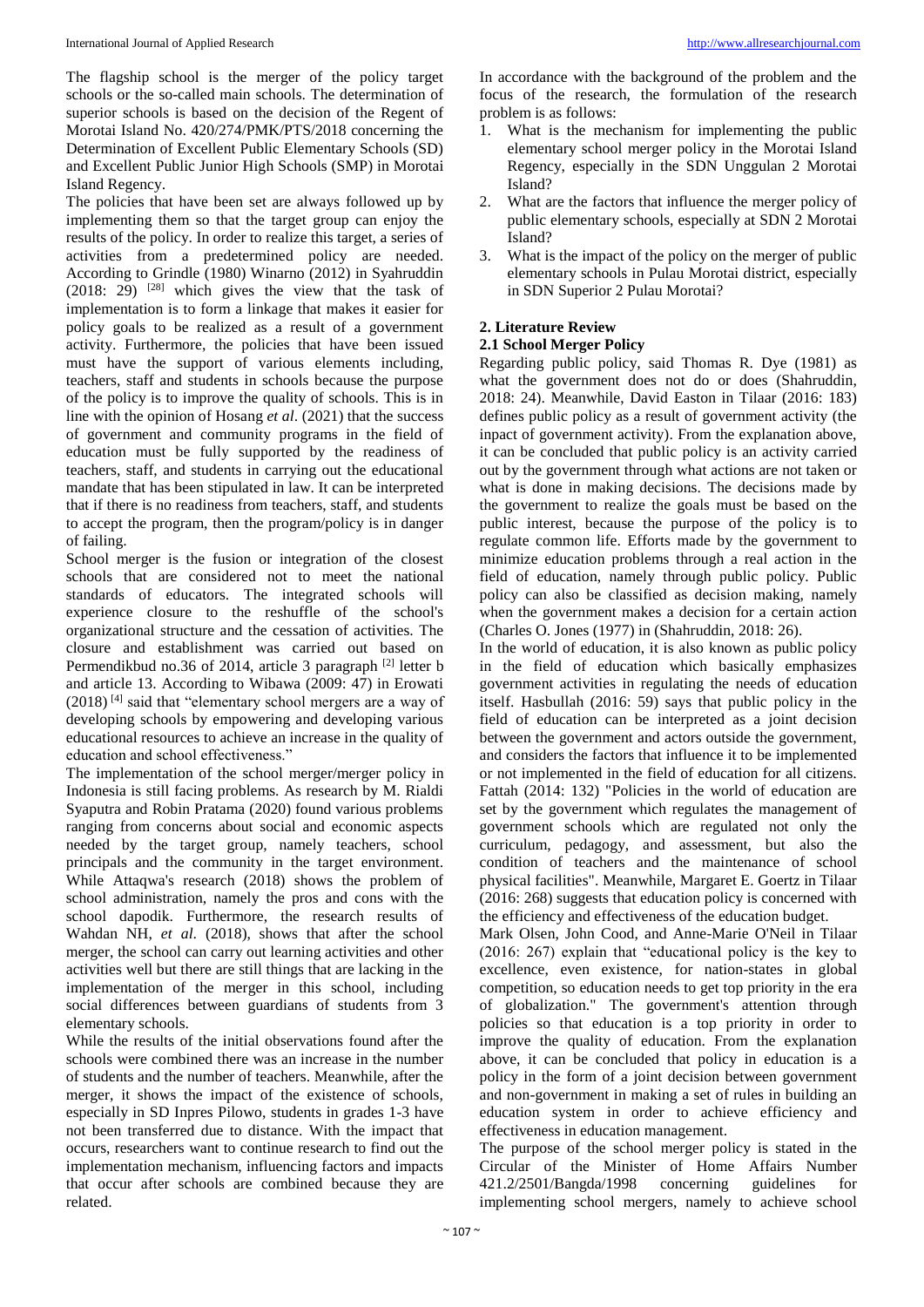The flagship school is the merger of the policy target schools or the so-called main schools. The determination of superior schools is based on the decision of the Regent of Morotai Island No. 420/274/PMK/PTS/2018 concerning the Determination of Excellent Public Elementary Schools (SD) and Excellent Public Junior High Schools (SMP) in Morotai Island Regency.

The policies that have been set are always followed up by implementing them so that the target group can enjoy the results of the policy. In order to realize this target, a series of activities from a predetermined policy are needed. According to Grindle (1980) Winarno (2012) in Syahruddin (2018: 29) [28] which gives the view that the task of implementation is to form a linkage that makes it easier for policy goals to be realized as a result of a government activity. Furthermore, the policies that have been issued must have the support of various elements including, teachers, staff and students in schools because the purpose of the policy is to improve the quality of schools. This is in line with the opinion of Hosang *et al*. (2021) that the success of government and community programs in the field of education must be fully supported by the readiness of teachers, staff, and students in carrying out the educational mandate that has been stipulated in law. It can be interpreted that if there is no readiness from teachers, staff, and students to accept the program, then the program/policy is in danger of failing.

School merger is the fusion or integration of the closest schools that are considered not to meet the national standards of educators. The integrated schools will experience closure to the reshuffle of the school's organizational structure and the cessation of activities. The closure and establishment was carried out based on Permendikbud no.36 of 2014, article 3 paragraph [2] letter b and article 13. According to Wibawa (2009: 47) in Erowati (2018) [4] said that "elementary school mergers are a way of developing schools by empowering and developing various educational resources to achieve an increase in the quality of education and school effectiveness."

The implementation of the school merger/merger policy in Indonesia is still facing problems. As research by M. Rialdi Syaputra and Robin Pratama (2020) found various problems ranging from concerns about social and economic aspects needed by the target group, namely teachers, school principals and the community in the target environment. While Attaqwa's research (2018) shows the problem of school administration, namely the pros and cons with the school dapodik. Furthermore, the research results of Wahdan NH, *et al*. (2018), shows that after the school merger, the school can carry out learning activities and other activities well but there are still things that are lacking in the implementation of the merger in this school, including social differences between guardians of students from 3 elementary schools.

While the results of the initial observations found after the schools were combined there was an increase in the number of students and the number of teachers. Meanwhile, after the merger, it shows the impact of the existence of schools, especially in SD Inpres Pilowo, students in grades 1-3 have not been transferred due to distance. With the impact that occurs, researchers want to continue research to find out the implementation mechanism, influencing factors and impacts that occur after schools are combined because they are related.

In accordance with the background of the problem and the focus of the research, the formulation of the research problem is as follows:

1. What is the mechanism for implementing the public elementary school merger policy in the Morotai Island Regency, especially in the SDN Unggulan 2 Morotai Island?
2. What are the factors that influence the merger policy of public elementary schools, especially at SDN 2 Morotai Island?
3. What is the impact of the policy on the merger of public elementary schools in Pulau Morotai district, especially in SDN Superior 2 Pulau Morotai?

## 2. Literature Review

### 2.1 School Merger Policy

Regarding public policy, said Thomas R. Dye (1981) as what the government does not do or does (Shahruddin, 2018: 24). Meanwhile, David Easton in Tilaar (2016: 183) defines public policy as a result of government activity (the inpact of government activity). From the explanation above, it can be concluded that public policy is an activity carried out by the government through what actions are not taken or what is done in making decisions. The decisions made by the government to realize the goals must be based on the public interest, because the purpose of the policy is to regulate common life. Efforts made by the government to minimize education problems through a real action in the field of education, namely through public policy. Public policy can also be classified as decision making, namely when the government makes a decision for a certain action (Charles O. Jones (1977) in (Shahruddin, 2018: 26).

In the world of education, it is also known as public policy in the field of education which basically emphasizes government activities in regulating the needs of education itself. Hasbullah (2016: 59) says that public policy in the field of education can be interpreted as a joint decision between the government and actors outside the government, and considers the factors that influence it to be implemented or not implemented in the field of education for all citizens. Fattah (2014: 132) "Policies in the world of education are set by the government which regulates the management of government schools which are regulated not only the curriculum, pedagogy, and assessment, but also the condition of teachers and the maintenance of school physical facilities". Meanwhile, Margaret E. Goertz in Tilaar (2016: 268) suggests that education policy is concerned with the efficiency and effectiveness of the education budget.

Mark Olsen, John Cood, and Anne-Marie O'Neil in Tilaar (2016: 267) explain that "educational policy is the key to excellence, even existence, for nation-states in global competition, so education needs to get top priority in the era of globalization." The government's attention through policies so that education is a top priority in order to improve the quality of education. From the explanation above, it can be concluded that policy in education is a policy in the form of a joint decision between government and non-government in making a set of rules in building an education system in order to achieve efficiency and effectiveness in education management.

The purpose of the school merger policy is stated in the Circular of the Minister of Home Affairs Number 421.2/2501/Bangda/1998 concerning guidelines for implementing school mergers, namely to achieve school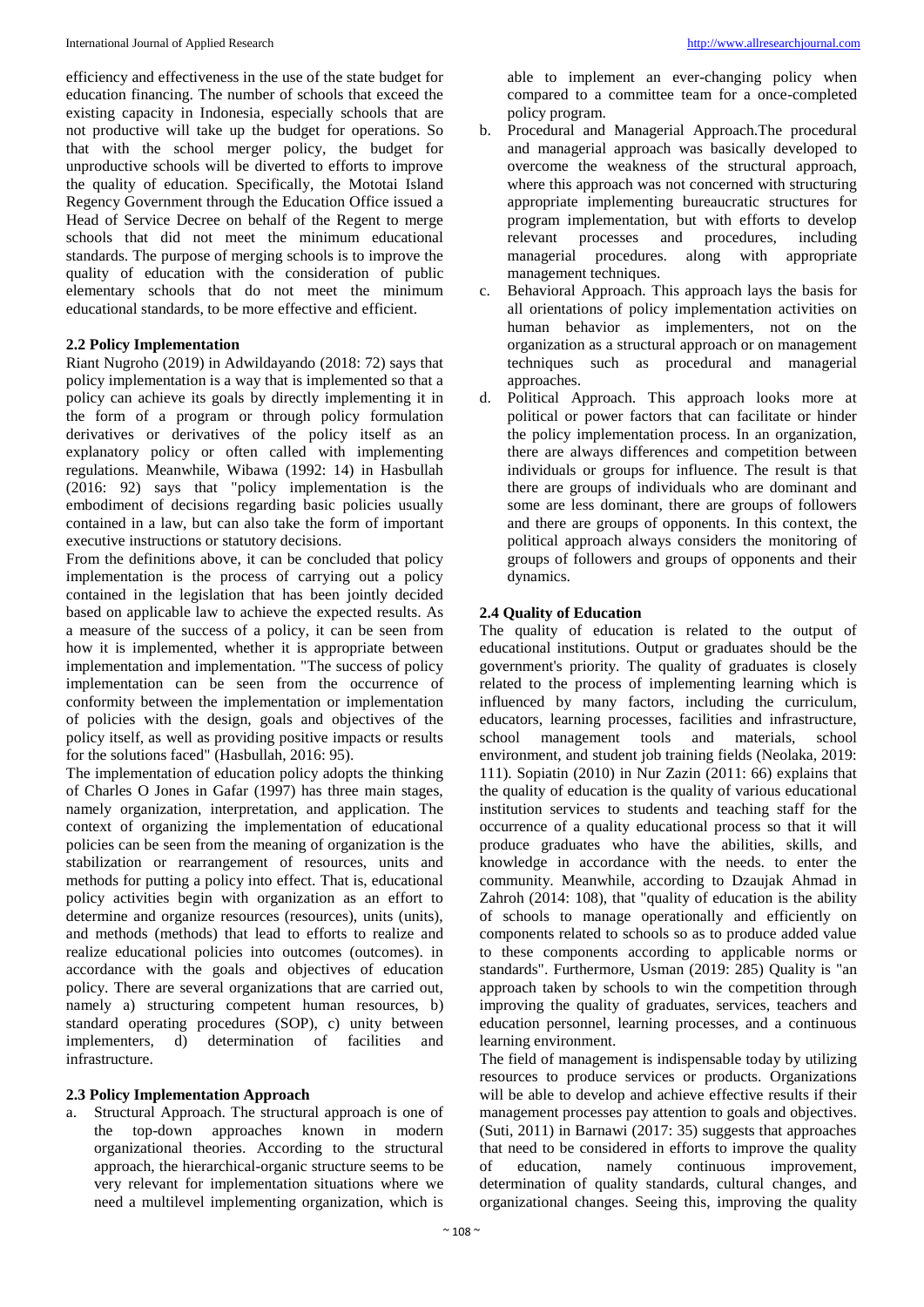efficiency and effectiveness in the use of the state budget for education financing. The number of schools that exceed the existing capacity in Indonesia, especially schools that are not productive will take up the budget for operations. So that with the school merger policy, the budget for unproductive schools will be diverted to efforts to improve the quality of education. Specifically, the Mototai Island Regency Government through the Education Office issued a Head of Service Decree on behalf of the Regent to merge schools that did not meet the minimum educational standards. The purpose of merging schools is to improve the quality of education with the consideration of public elementary schools that do not meet the minimum educational standards, to be more effective and efficient.

### 2.2 Policy Implementation

Riant Nugroho (2019) in Adwildayando (2018: 72) says that policy implementation is a way that is implemented so that a policy can achieve its goals by directly implementing it in the form of a program or through policy formulation derivatives or derivatives of the policy itself as an explanatory policy or often called with implementing regulations. Meanwhile, Wibawa (1992: 14) in Hasbullah (2016: 92) says that "policy implementation is the embodiment of decisions regarding basic policies usually contained in a law, but can also take the form of important executive instructions or statutory decisions.

From the definitions above, it can be concluded that policy implementation is the process of carrying out a policy contained in the legislation that has been jointly decided based on applicable law to achieve the expected results. As a measure of the success of a policy, it can be seen from how it is implemented, whether it is appropriate between implementation and implementation. "The success of policy implementation can be seen from the occurrence of conformity between the implementation or implementation of policies with the design, goals and objectives of the policy itself, as well as providing positive impacts or results for the solutions faced" (Hasbullah, 2016: 95).

The implementation of education policy adopts the thinking of Charles O Jones in Gafar (1997) has three main stages, namely organization, interpretation, and application. The context of organizing the implementation of educational policies can be seen from the meaning of organization is the stabilization or rearrangement of resources, units and methods for putting a policy into effect. That is, educational policy activities begin with organization as an effort to determine and organize resources (resources), units (units), and methods (methods) that lead to efforts to realize and realize educational policies into outcomes (outcomes). in accordance with the goals and objectives of education policy. There are several organizations that are carried out, namely a) structuring competent human resources, b) standard operating procedures (SOP), c) unity between implementers, d) determination of facilities and infrastructure.

### 2.3 Policy Implementation Approach

a. Structural Approach. The structural approach is one of the top-down approaches known in modern organizational theories. According to the structural approach, the hierarchical-organic structure seems to be very relevant for implementation situations where we need a multilevel implementing organization, which is able to implement an ever-changing policy when compared to a committee team for a once-completed policy program.
b. Procedural and Managerial Approach.The procedural and managerial approach was basically developed to overcome the weakness of the structural approach, where this approach was not concerned with structuring appropriate implementing bureaucratic structures for program implementation, but with efforts to develop relevant processes and procedures, including managerial procedures. along with appropriate management techniques.
c. Behavioral Approach. This approach lays the basis for all orientations of policy implementation activities on human behavior as implementers, not on the organization as a structural approach or on management techniques such as procedural and managerial approaches.
d. Political Approach. This approach looks more at political or power factors that can facilitate or hinder the policy implementation process. In an organization, there are always differences and competition between individuals or groups for influence. The result is that there are groups of individuals who are dominant and some are less dominant, there are groups of followers and there are groups of opponents. In this context, the political approach always considers the monitoring of groups of followers and groups of opponents and their dynamics.

### 2.4 Quality of Education

The quality of education is related to the output of educational institutions. Output or graduates should be the government's priority. The quality of graduates is closely related to the process of implementing learning which is influenced by many factors, including the curriculum, educators, learning processes, facilities and infrastructure, school management tools and materials, school environment, and student job training fields (Neolaka, 2019: 111). Sopiatin (2010) in Nur Zazin (2011: 66) explains that the quality of education is the quality of various educational institution services to students and teaching staff for the occurrence of a quality educational process so that it will produce graduates who have the abilities, skills, and knowledge in accordance with the needs. to enter the community. Meanwhile, according to Dzaujak Ahmad in Zahroh (2014: 108), that "quality of education is the ability of schools to manage operationally and efficiently on components related to schools so as to produce added value to these components according to applicable norms or standards". Furthermore, Usman (2019: 285) Quality is "an approach taken by schools to win the competition through improving the quality of graduates, services, teachers and education personnel, learning processes, and a continuous learning environment.

The field of management is indispensable today by utilizing resources to produce services or products. Organizations will be able to develop and achieve effective results if their management processes pay attention to goals and objectives. (Suti, 2011) in Barnawi (2017: 35) suggests that approaches that need to be considered in efforts to improve the quality of education, namely continuous improvement, determination of quality standards, cultural changes, and organizational changes. Seeing this, improving the quality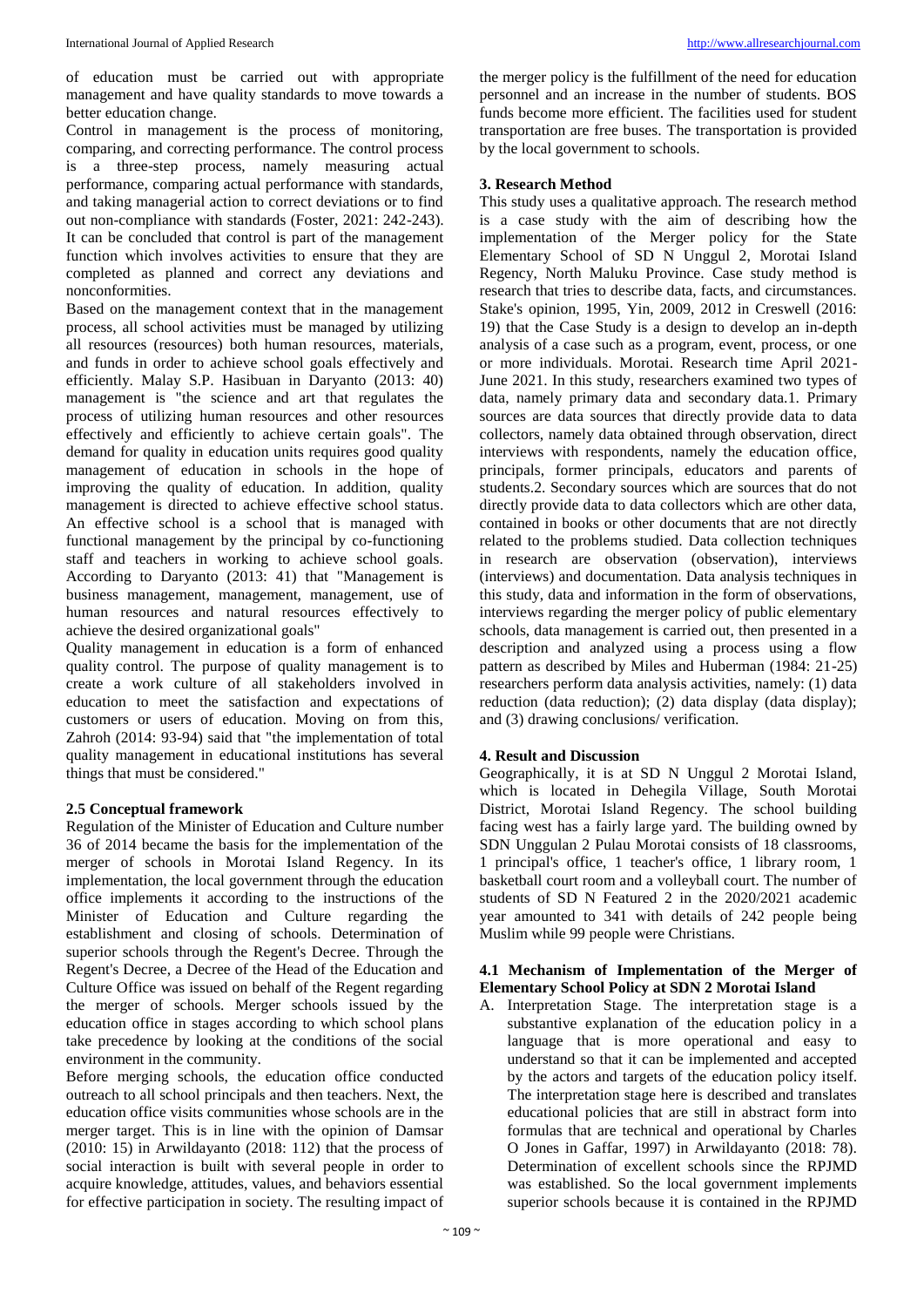of education must be carried out with appropriate management and have quality standards to move towards a better education change.

Control in management is the process of monitoring, comparing, and correcting performance. The control process is a three-step process, namely measuring actual performance, comparing actual performance with standards, and taking managerial action to correct deviations or to find out non-compliance with standards (Foster, 2021: 242-243). It can be concluded that control is part of the management function which involves activities to ensure that they are completed as planned and correct any deviations and nonconformities.

Based on the management context that in the management process, all school activities must be managed by utilizing all resources (resources) both human resources, materials, and funds in order to achieve school goals effectively and efficiently. Malay S.P. Hasibuan in Daryanto (2013: 40) management is "the science and art that regulates the process of utilizing human resources and other resources effectively and efficiently to achieve certain goals". The demand for quality in education units requires good quality management of education in schools in the hope of improving the quality of education. In addition, quality management is directed to achieve effective school status. An effective school is a school that is managed with functional management by the principal by co-functioning staff and teachers in working to achieve school goals. According to Daryanto (2013: 41) that "Management is business management, management, management, use of human resources and natural resources effectively to achieve the desired organizational goals"

Quality management in education is a form of enhanced quality control. The purpose of quality management is to create a work culture of all stakeholders involved in education to meet the satisfaction and expectations of customers or users of education. Moving on from this, Zahroh (2014: 93-94) said that "the implementation of total quality management in educational institutions has several things that must be considered."

### 2.5 Conceptual framework

Regulation of the Minister of Education and Culture number 36 of 2014 became the basis for the implementation of the merger of schools in Morotai Island Regency. In its implementation, the local government through the education office implements it according to the instructions of the Minister of Education and Culture regarding the establishment and closing of schools. Determination of superior schools through the Regent's Decree. Through the Regent's Decree, a Decree of the Head of the Education and Culture Office was issued on behalf of the Regent regarding the merger of schools. Merger schools issued by the education office in stages according to which school plans take precedence by looking at the conditions of the social environment in the community.

Before merging schools, the education office conducted outreach to all school principals and then teachers. Next, the education office visits communities whose schools are in the merger target. This is in line with the opinion of Damsar (2010: 15) in Arwildayanto (2018: 112) that the process of social interaction is built with several people in order to acquire knowledge, attitudes, values, and behaviors essential for effective participation in society. The resulting impact of the merger policy is the fulfillment of the need for education personnel and an increase in the number of students. BOS funds become more efficient. The facilities used for student transportation are free buses. The transportation is provided by the local government to schools.

## 3. Research Method

This study uses a qualitative approach. The research method is a case study with the aim of describing how the implementation of the Merger policy for the State Elementary School of SD N Unggul 2, Morotai Island Regency, North Maluku Province. Case study method is research that tries to describe data, facts, and circumstances. Stake's opinion, 1995, Yin, 2009, 2012 in Creswell (2016: 19) that the Case Study is a design to develop an in-depth analysis of a case such as a program, event, process, or one or more individuals. Morotai. Research time April 2021-June 2021. In this study, researchers examined two types of data, namely primary data and secondary data.1. Primary sources are data sources that directly provide data to data collectors, namely data obtained through observation, direct interviews with respondents, namely the education office, principals, former principals, educators and parents of students.2. Secondary sources which are sources that do not directly provide data to data collectors which are other data, contained in books or other documents that are not directly related to the problems studied. Data collection techniques in research are observation (observation), interviews (interviews) and documentation. Data analysis techniques in this study, data and information in the form of observations, interviews regarding the merger policy of public elementary schools, data management is carried out, then presented in a description and analyzed using a process using a flow pattern as described by Miles and Huberman (1984: 21-25) researchers perform data analysis activities, namely: (1) data reduction (data reduction); (2) data display (data display); and (3) drawing conclusions/ verification.

## 4. Result and Discussion

Geographically, it is at SD N Unggul 2 Morotai Island, which is located in Dehegila Village, South Morotai District, Morotai Island Regency. The school building facing west has a fairly large yard. The building owned by SDN Unggulan 2 Pulau Morotai consists of 18 classrooms, 1 principal's office, 1 teacher's office, 1 library room, 1 basketball court room and a volleyball court. The number of students of SD N Featured 2 in the 2020/2021 academic year amounted to 341 with details of 242 people being Muslim while 99 people were Christians.

### 4.1 Mechanism of Implementation of the Merger of Elementary School Policy at SDN 2 Morotai Island

A. Interpretation Stage. The interpretation stage is a substantive explanation of the education policy in a language that is more operational and easy to understand so that it can be implemented and accepted by the actors and targets of the education policy itself. The interpretation stage here is described and translates educational policies that are still in abstract form into formulas that are technical and operational by Charles O Jones in Gaffar, 1997) in Arwildayanto (2018: 78). Determination of excellent schools since the RPJMD was established. So the local government implements superior schools because it is contained in the RPJMD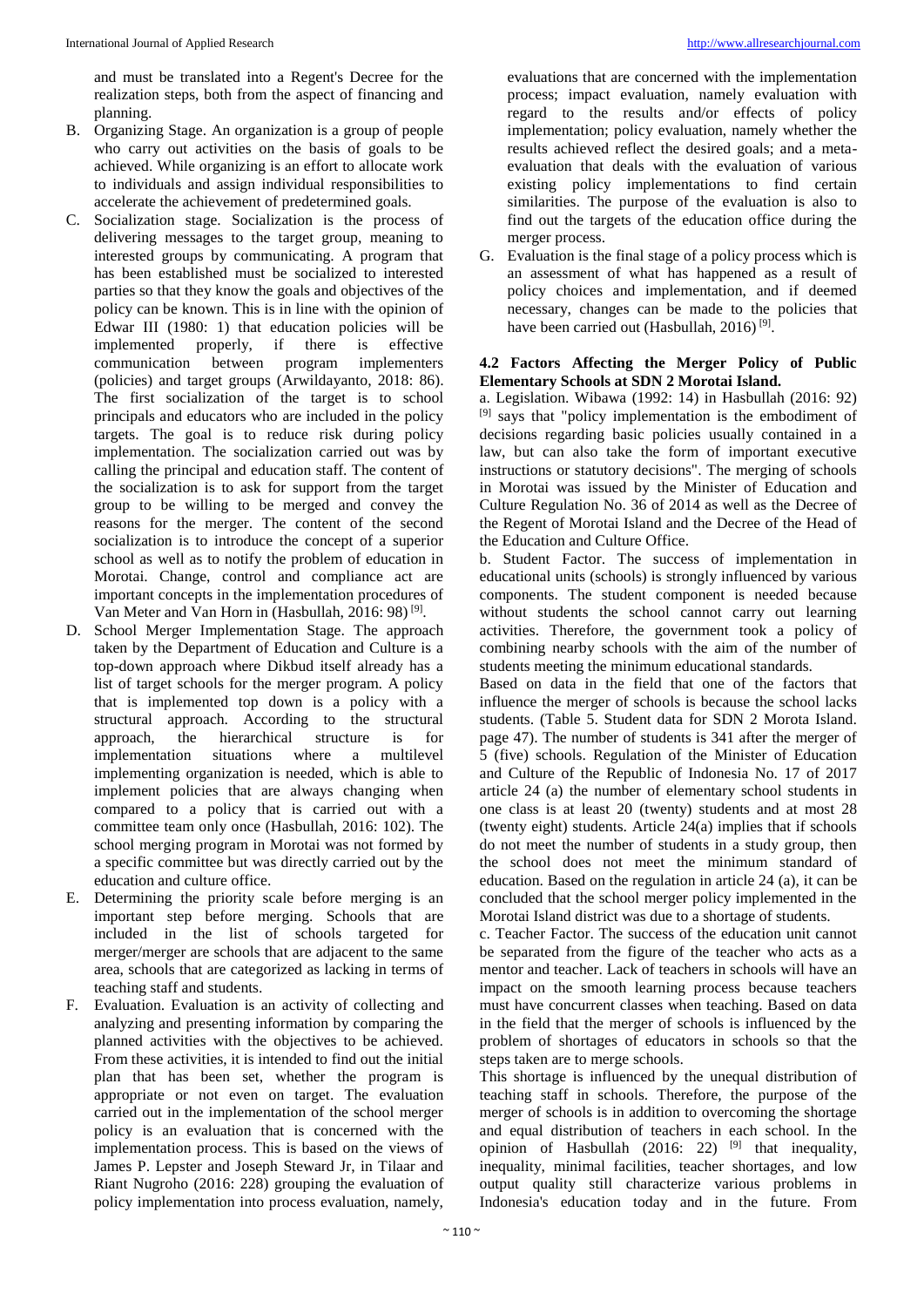and must be translated into a Regent's Decree for the realization steps, both from the aspect of financing and planning.

B. Organizing Stage. An organization is a group of people who carry out activities on the basis of goals to be achieved. While organizing is an effort to allocate work to individuals and assign individual responsibilities to accelerate the achievement of predetermined goals.

C. Socialization stage. Socialization is the process of delivering messages to the target group, meaning to interested groups by communicating. A program that has been established must be socialized to interested parties so that they know the goals and objectives of the policy can be known. This is in line with the opinion of Edwar III (1980: 1) that education policies will be implemented properly, if there is effective communication between program implementers (policies) and target groups (Arwildayanto, 2018: 86). The first socialization of the target is to school principals and educators who are included in the policy targets. The goal is to reduce risk during policy implementation. The socialization carried out was by calling the principal and education staff. The content of the socialization is to ask for support from the target group to be willing to be merged and convey the reasons for the merger. The content of the second socialization is to introduce the concept of a superior school as well as to notify the problem of education in Morotai. Change, control and compliance act are important concepts in the implementation procedures of Van Meter and Van Horn in (Hasbullah, 2016: 98) [9].

D. School Merger Implementation Stage. The approach taken by the Department of Education and Culture is a top-down approach where Dikbud itself already has a list of target schools for the merger program. A policy that is implemented top down is a policy with a structural approach. According to the structural approach, the hierarchical structure is for implementation situations where a multilevel implementing organization is needed, which is able to implement policies that are always changing when compared to a policy that is carried out with a committee team only once (Hasbullah, 2016: 102). The school merging program in Morotai was not formed by a specific committee but was directly carried out by the education and culture office.

E. Determining the priority scale before merging is an important step before merging. Schools that are included in the list of schools targeted for merger/merger are schools that are adjacent to the same area, schools that are categorized as lacking in terms of teaching staff and students.

F. Evaluation. Evaluation is an activity of collecting and analyzing and presenting information by comparing the planned activities with the objectives to be achieved. From these activities, it is intended to find out the initial plan that has been set, whether the program is appropriate or not even on target. The evaluation carried out in the implementation of the school merger policy is an evaluation that is concerned with the implementation process. This is based on the views of James P. Lepster and Joseph Steward Jr, in Tilaar and Riant Nugroho (2016: 228) grouping the evaluation of policy implementation into process evaluation, namely, evaluations that are concerned with the implementation process; impact evaluation, namely evaluation with regard to the results and/or effects of policy implementation; policy evaluation, namely whether the results achieved reflect the desired goals; and a meta-evaluation that deals with the evaluation of various existing policy implementations to find certain similarities. The purpose of the evaluation is also to find out the targets of the education office during the merger process.

G. Evaluation is the final stage of a policy process which is an assessment of what has happened as a result of policy choices and implementation, and if deemed necessary, changes can be made to the policies that have been carried out (Hasbullah, 2016) [9].

### 4.2 Factors Affecting the Merger Policy of Public Elementary Schools at SDN 2 Morotai Island.

a. Legislation. Wibawa (1992: 14) in Hasbullah (2016: 92) [9] says that "policy implementation is the embodiment of decisions regarding basic policies usually contained in a law, but can also take the form of important executive instructions or statutory decisions". The merging of schools in Morotai was issued by the Minister of Education and Culture Regulation No. 36 of 2014 as well as the Decree of the Regent of Morotai Island and the Decree of the Head of the Education and Culture Office.

b. Student Factor. The success of implementation in educational units (schools) is strongly influenced by various components. The student component is needed because without students the school cannot carry out learning activities. Therefore, the government took a policy of combining nearby schools with the aim of the number of students meeting the minimum educational standards.

Based on data in the field that one of the factors that influence the merger of schools is because the school lacks students. (Table 5. Student data for SDN 2 Morota Island. page 47). The number of students is 341 after the merger of 5 (five) schools. Regulation of the Minister of Education and Culture of the Republic of Indonesia No. 17 of 2017 article 24 (a) the number of elementary school students in one class is at least 20 (twenty) students and at most 28 (twenty eight) students. Article 24(a) implies that if schools do not meet the number of students in a study group, then the school does not meet the minimum standard of education. Based on the regulation in article 24 (a), it can be concluded that the school merger policy implemented in the Morotai Island district was due to a shortage of students.

c. Teacher Factor. The success of the education unit cannot be separated from the figure of the teacher who acts as a mentor and teacher. Lack of teachers in schools will have an impact on the smooth learning process because teachers must have concurrent classes when teaching. Based on data in the field that the merger of schools is influenced by the problem of shortages of educators in schools so that the steps taken are to merge schools.

This shortage is influenced by the unequal distribution of teaching staff in schools. Therefore, the purpose of the merger of schools is in addition to overcoming the shortage and equal distribution of teachers in each school. In the opinion of Hasbullah (2016: 22) [9] that inequality, inequality, minimal facilities, teacher shortages, and low output quality still characterize various problems in Indonesia's education today and in the future. From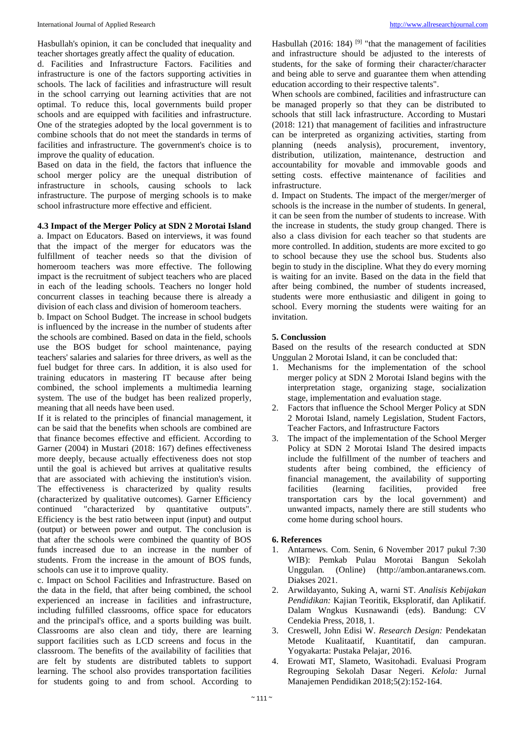Hasbullah's opinion, it can be concluded that inequality and teacher shortages greatly affect the quality of education.

d. Facilities and Infrastructure Factors. Facilities and infrastructure is one of the factors supporting activities in schools. The lack of facilities and infrastructure will result in the school carrying out learning activities that are not optimal. To reduce this, local governments build proper schools and are equipped with facilities and infrastructure. One of the strategies adopted by the local government is to combine schools that do not meet the standards in terms of facilities and infrastructure. The government's choice is to improve the quality of education.

Based on data in the field, the factors that influence the school merger policy are the unequal distribution of infrastructure in schools, causing schools to lack infrastructure. The purpose of merging schools is to make school infrastructure more effective and efficient.

**4.3 Impact of the Merger Policy at SDN 2 Morotai Island**

a. Impact on Educators. Based on interviews, it was found that the impact of the merger for educators was the fulfillment of teacher needs so that the division of homeroom teachers was more effective. The following impact is the recruitment of subject teachers who are placed in each of the leading schools. Teachers no longer hold concurrent classes in teaching because there is already a division of each class and division of homeroom teachers.

b. Impact on School Budget. The increase in school budgets is influenced by the increase in the number of students after the schools are combined. Based on data in the field, schools use the BOS budget for school maintenance, paying teachers' salaries and salaries for three drivers, as well as the fuel budget for three cars. In addition, it is also used for training educators in mastering IT because after being combined, the school implements a multimedia learning system. The use of the budget has been realized properly, meaning that all needs have been used.

If it is related to the principles of financial management, it can be said that the benefits when schools are combined are that finance becomes effective and efficient. According to Garner (2004) in Mustari (2018: 167) defines effectiveness more deeply, because actually effectiveness does not stop until the goal is achieved but arrives at qualitative results that are associated with achieving the institution's vision. The effectiveness is characterized by quality results (characterized by qualitative outcomes). Garner Efficiency continued "characterized by quantitative outputs". Efficiency is the best ratio between input (input) and output (output) or between power and output. The conclusion is that after the schools were combined the quantity of BOS funds increased due to an increase in the number of students. From the increase in the amount of BOS funds, schools can use it to improve quality.

c. Impact on School Facilities and Infrastructure. Based on the data in the field, that after being combined, the school experienced an increase in facilities and infrastructure, including fulfilled classrooms, office space for educators and the principal's office, and a sports building was built. Classrooms are also clean and tidy, there are learning support facilities such as LCD screens and focus in the classroom. The benefits of the availability of facilities that are felt by students are distributed tablets to support learning. The school also provides transportation facilities for students going to and from school. According to Hasbullah (2016: 184) [9] "that the management of facilities and infrastructure should be adjusted to the interests of students, for the sake of forming their character/character and being able to serve and guarantee them when attending education according to their respective talents".

When schools are combined, facilities and infrastructure can be managed properly so that they can be distributed to schools that still lack infrastructure. According to Mustari (2018: 121) that management of facilities and infrastructure can be interpreted as organizing activities, starting from planning (needs analysis), procurement, inventory, distribution, utilization, maintenance, destruction and accountability for movable and immovable goods and setting costs. effective maintenance of facilities and infrastructure.

d. Impact on Students. The impact of the merger/merger of schools is the increase in the number of students. In general, it can be seen from the number of students to increase. With the increase in students, the study group changed. There is also a class division for each teacher so that students are more controlled. In addition, students are more excited to go to school because they use the school bus. Students also begin to study in the discipline. What they do every morning is waiting for an invite. Based on the data in the field that after being combined, the number of students increased, students were more enthusiastic and diligent in going to school. Every morning the students were waiting for an invitation.

## 5. Conclussion

Based on the results of the research conducted at SDN Unggulan 2 Morotai Island, it can be concluded that:

1. Mechanisms for the implementation of the school merger policy at SDN 2 Morotai Island begins with the interpretation stage, organizing stage, socialization stage, implementation and evaluation stage.
2. Factors that influence the School Merger Policy at SDN 2 Morotai Island, namely Legislation, Student Factors, Teacher Factors, and Infrastructure Factors
3. The impact of the implementation of the School Merger Policy at SDN 2 Morotai Island The desired impacts include the fulfillment of the number of teachers and students after being combined, the efficiency of financial management, the availability of supporting facilities (learning facilities, provided free transportation cars by the local government) and unwanted impacts, namely there are still students who come home during school hours.

## 6. References

1. Antarnews. Com. Senin, 6 November 2017 pukul 7:30 WIB): Pemkab Pulau Morotai Bangun Sekolah Unggulan. (Online) (http://ambon.antaranews.com. Diakses 2021.
2. Arwildayanto, Suking A, warni ST. *Analisis Kebijakan Pendidikan:* Kajian Teoritik, Eksploratif, dan Aplikatif. Dalam Wngkus Kusnawandi (eds). Bandung: CV Cendekia Press, 2018, 1.
3. Creswell, John Edisi W. *Research Design:* Pendekatan Metode Kualitaatif, Kuantitatif, dan campuran. Yogyakarta: Pustaka Pelajar, 2016.
4. Erowati MT, Slameto, Wasitohadi. Evaluasi Program Regrouping Sekolah Dasar Negeri. *Kelola:* Jurnal Manajemen Pendidikan 2018;5(2):152-164.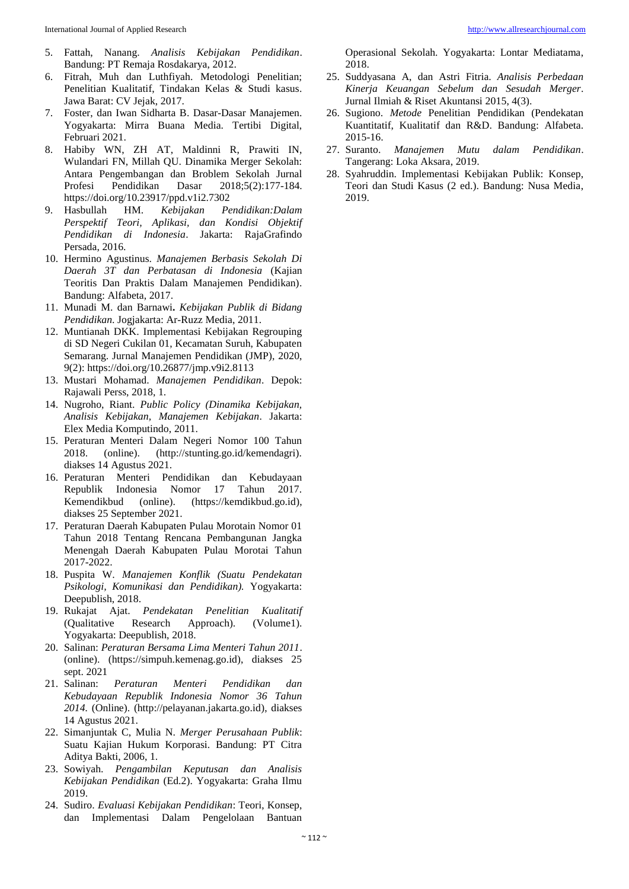5. Fattah, Nanang. *Analisis Kebijakan Pendidikan*. Bandung: PT Remaja Rosdakarya, 2012.
6. Fitrah, Muh dan Luthfiyah. Metodologi Penelitian; Penelitian Kualitatif, Tindakan Kelas & Studi kasus. Jawa Barat: CV Jejak, 2017.
7. Foster, dan Iwan Sidharta B. Dasar-Dasar Manajemen. Yogyakarta: Mirra Buana Media. Tertibi Digital, Februari 2021.
8. Habiby WN, ZH AT, Maldinni R, Prawiti IN, Wulandari FN, Millah QU. Dinamika Merger Sekolah: Antara Pengembangan dan Broblem Sekolah Jurnal Profesi Pendidikan Dasar 2018;5(2):177-184. https://doi.org/10.23917/ppd.v1i2.7302
9. Hasbullah HM. *Kebijakan Pendidikan:Dalam Perspektif Teori, Aplikasi, dan Kondisi Objektif Pendidikan di Indonesia*. Jakarta: RajaGrafindo Persada, 2016.
10. Hermino Agustinus. *Manajemen Berbasis Sekolah Di Daerah 3T dan Perbatasan di Indonesia* (Kajian Teoritis Dan Praktis Dalam Manajemen Pendidikan). Bandung: Alfabeta, 2017.
11. Munadi M. dan Barnawi**.** *Kebijakan Publik di Bidang Pendidikan*. Jogjakarta: Ar-Ruzz Media, 2011.
12. Muntianah DKK. Implementasi Kebijakan Regrouping di SD Negeri Cukilan 01, Kecamatan Suruh, Kabupaten Semarang. Jurnal Manajemen Pendidikan (JMP), 2020, 9(2): https://doi.org/10.26877/jmp.v9i2.8113
13. Mustari Mohamad. *Manajemen Pendidikan*. Depok: Rajawali Perss, 2018, 1.
14. Nugroho, Riant. *Public Policy (Dinamika Kebijakan, Analisis Kebijakan, Manajemen Kebijakan*. Jakarta: Elex Media Komputindo, 2011.
15. Peraturan Menteri Dalam Negeri Nomor 100 Tahun 2018. (online). (http://stunting.go.id/kemendagri). diakses 14 Agustus 2021.
16. Peraturan Menteri Pendidikan dan Kebudayaan Republik Indonesia Nomor 17 Tahun 2017. Kemendikbud (online). (https://kemdikbud.go.id), diakses 25 September 2021.
17. Peraturan Daerah Kabupaten Pulau Morotain Nomor 01 Tahun 2018 Tentang Rencana Pembangunan Jangka Menengah Daerah Kabupaten Pulau Morotai Tahun 2017-2022.
18. Puspita W. *Manajemen Konflik (Suatu Pendekatan Psikologi, Komunikasi dan Pendidikan).* Yogyakarta: Deepublish, 2018.
19. Rukajat Ajat. *Pendekatan Penelitian Kualitatif* (Qualitative Research Approach). (Volume1). Yogyakarta: Deepublish, 2018.
20. Salinan: *Peraturan Bersama Lima Menteri Tahun 2011*. (online). (https://simpuh.kemenag.go.id), diakses 25 sept. 2021
21. Salinan: *Peraturan Menteri Pendidikan dan Kebudayaan Republik Indonesia Nomor 36 Tahun 2014.* (Online). (http://pelayanan.jakarta.go.id), diakses 14 Agustus 2021.
22. Simanjuntak C, Mulia N. *Merger Perusahaan Publik*: Suatu Kajian Hukum Korporasi. Bandung: PT Citra Aditya Bakti, 2006, 1.
23. Sowiyah. *Pengambilan Keputusan dan Analisis Kebijakan Pendidikan* (Ed.2). Yogyakarta: Graha Ilmu 2019.
24. Sudiro. *Evaluasi Kebijakan Pendidikan*: Teori, Konsep, dan Implementasi Dalam Pengelolaan Bantuan Operasional Sekolah. Yogyakarta: Lontar Mediatama, 2018.
25. Suddyasana A, dan Astri Fitria. *Analisis Perbedaan Kinerja Keuangan Sebelum dan Sesudah Merger*. Jurnal Ilmiah & Riset Akuntansi 2015, 4(3).
26. Sugiono. *Metode* Penelitian Pendidikan (Pendekatan Kuantitatif, Kualitatif dan R&D. Bandung: Alfabeta. 2015-16.
27. Suranto. *Manajemen Mutu dalam Pendidikan*. Tangerang: Loka Aksara, 2019.
28. Syahruddin. Implementasi Kebijakan Publik: Konsep, Teori dan Studi Kasus (2 ed.). Bandung: Nusa Media, 2019.